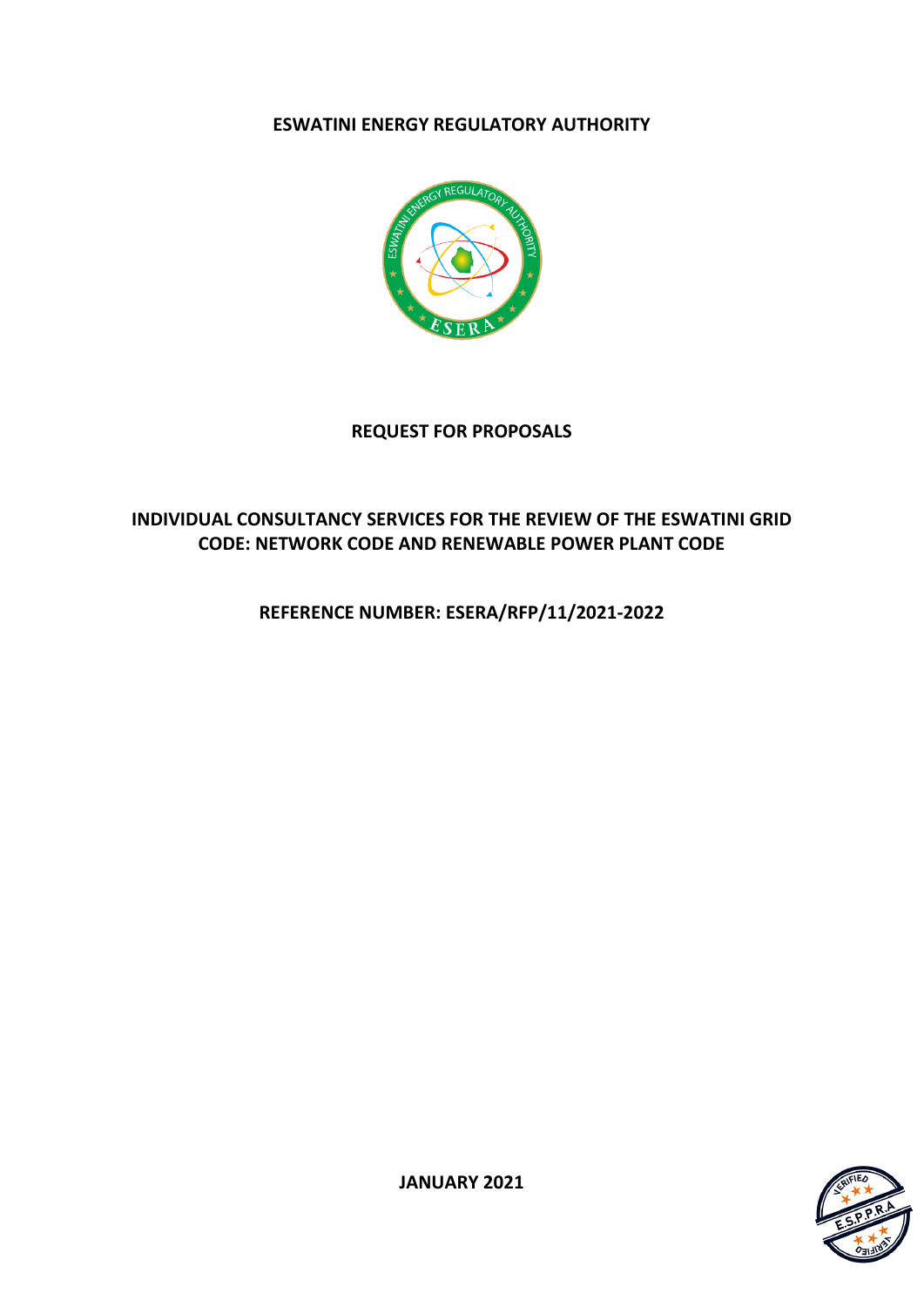**ESWATINI ENERGY REGULATORY AUTHORITY**

**REQUEST FOR PROPOSALS**

**INDIVIDUAL CONSULTANCY SERVICES FOR THE REVIEW OF THE ESWATINI GRID CODE: NETWORK CODE AND RENEWABLE POWER PLANT CODE**

**REFERENCE NUMBER: ESERA/RFP/11/2021-2022**

**JANUARY 2021**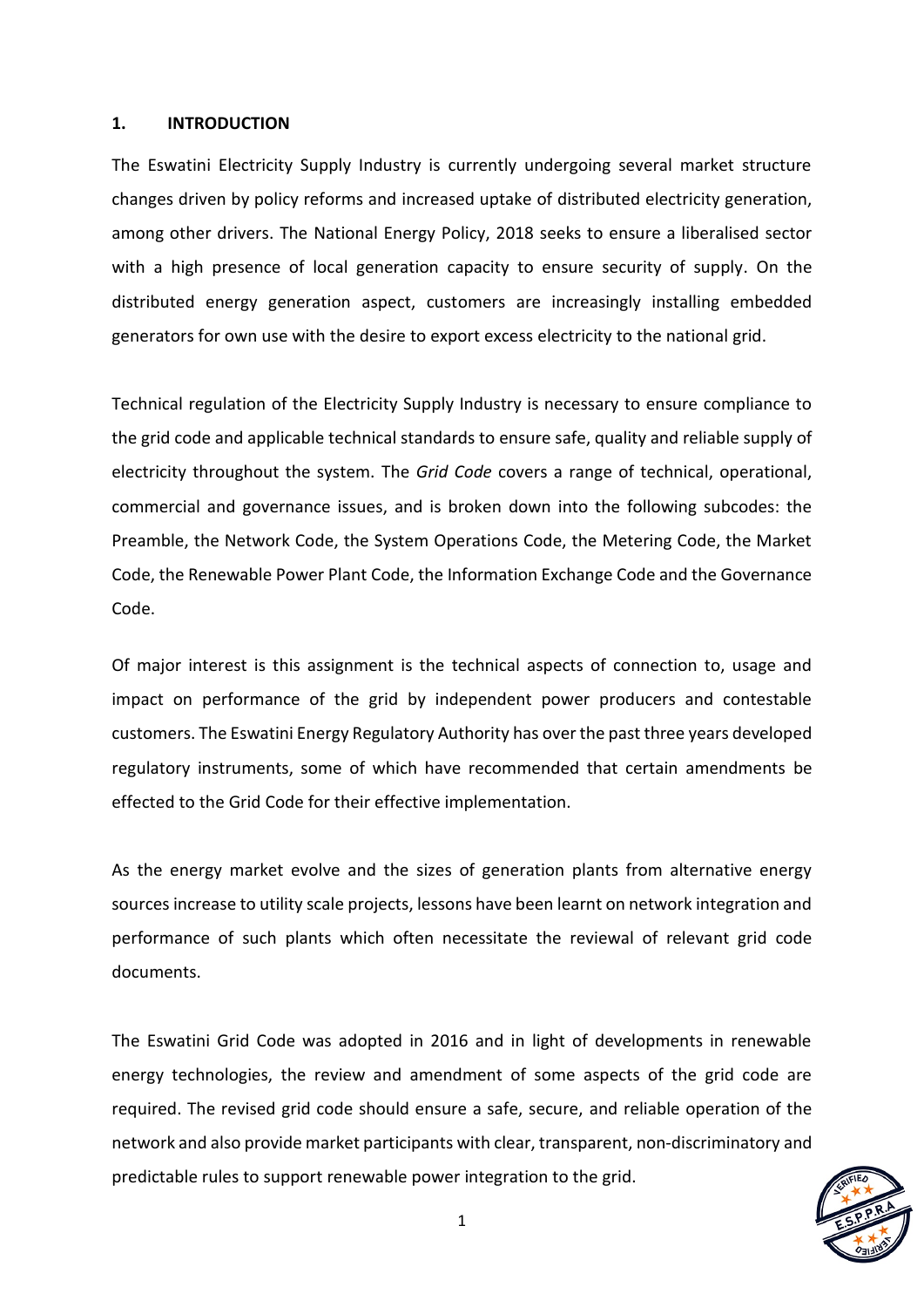## 1. INTRODUCTION

The Eswatini Electricity Supply Industry is currently undergoing several market structure changes driven by policy reforms and increased uptake of distributed electricity generation, among other drivers. The National Energy Policy, 2018 seeks to ensure a liberalised sector with a high presence of local generation capacity to ensure security of supply. On the distributed energy generation aspect, customers are increasingly installing embedded generators for own use with the desire to export excess electricity to the national grid.

Technical regulation of the Electricity Supply Industry is necessary to ensure compliance to the grid code and applicable technical standards to ensure safe, quality and reliable supply of electricity throughout the system. The *Grid Code* covers a range of technical, operational, commercial and governance issues, and is broken down into the following subcodes: the Preamble, the Network Code, the System Operations Code, the Metering Code, the Market Code, the Renewable Power Plant Code, the Information Exchange Code and the Governance Code.

Of major interest is this assignment is the technical aspects of connection to, usage and impact on performance of the grid by independent power producers and contestable customers. The Eswatini Energy Regulatory Authority has over the past three years developed regulatory instruments, some of which have recommended that certain amendments be effected to the Grid Code for their effective implementation.

As the energy market evolve and the sizes of generation plants from alternative energy sources increase to utility scale projects, lessons have been learnt on network integration and performance of such plants which often necessitate the reviewal of relevant grid code documents.

The Eswatini Grid Code was adopted in 2016 and in light of developments in renewable energy technologies, the review and amendment of some aspects of the grid code are required. The revised grid code should ensure a safe, secure, and reliable operation of the network and also provide market participants with clear, transparent, non-discriminatory and predictable rules to support renewable power integration to the grid.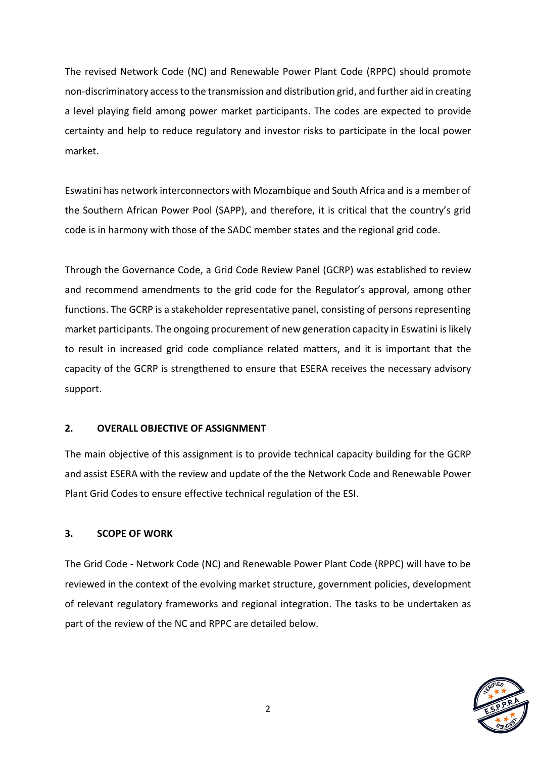The revised Network Code (NC) and Renewable Power Plant Code (RPPC) should promote non-discriminatory access to the transmission and distribution grid, and further aid in creating a level playing field among power market participants. The codes are expected to provide certainty and help to reduce regulatory and investor risks to participate in the local power market.

Eswatini has network interconnectors with Mozambique and South Africa and is a member of the Southern African Power Pool (SAPP), and therefore, it is critical that the country's grid code is in harmony with those of the SADC member states and the regional grid code.

Through the Governance Code, a Grid Code Review Panel (GCRP) was established to review and recommend amendments to the grid code for the Regulator's approval, among other functions. The GCRP is a stakeholder representative panel, consisting of persons representing market participants. The ongoing procurement of new generation capacity in Eswatini is likely to result in increased grid code compliance related matters, and it is important that the capacity of the GCRP is strengthened to ensure that ESERA receives the necessary advisory support.

## 2. OVERALL OBJECTIVE OF ASSIGNMENT

The main objective of this assignment is to provide technical capacity building for the GCRP and assist ESERA with the review and update of the the Network Code and Renewable Power Plant Grid Codes to ensure effective technical regulation of the ESI.

## 3. SCOPE OF WORK

The Grid Code - Network Code (NC) and Renewable Power Plant Code (RPPC) will have to be reviewed in the context of the evolving market structure, government policies, development of relevant regulatory frameworks and regional integration. The tasks to be undertaken as part of the review of the NC and RPPC are detailed below.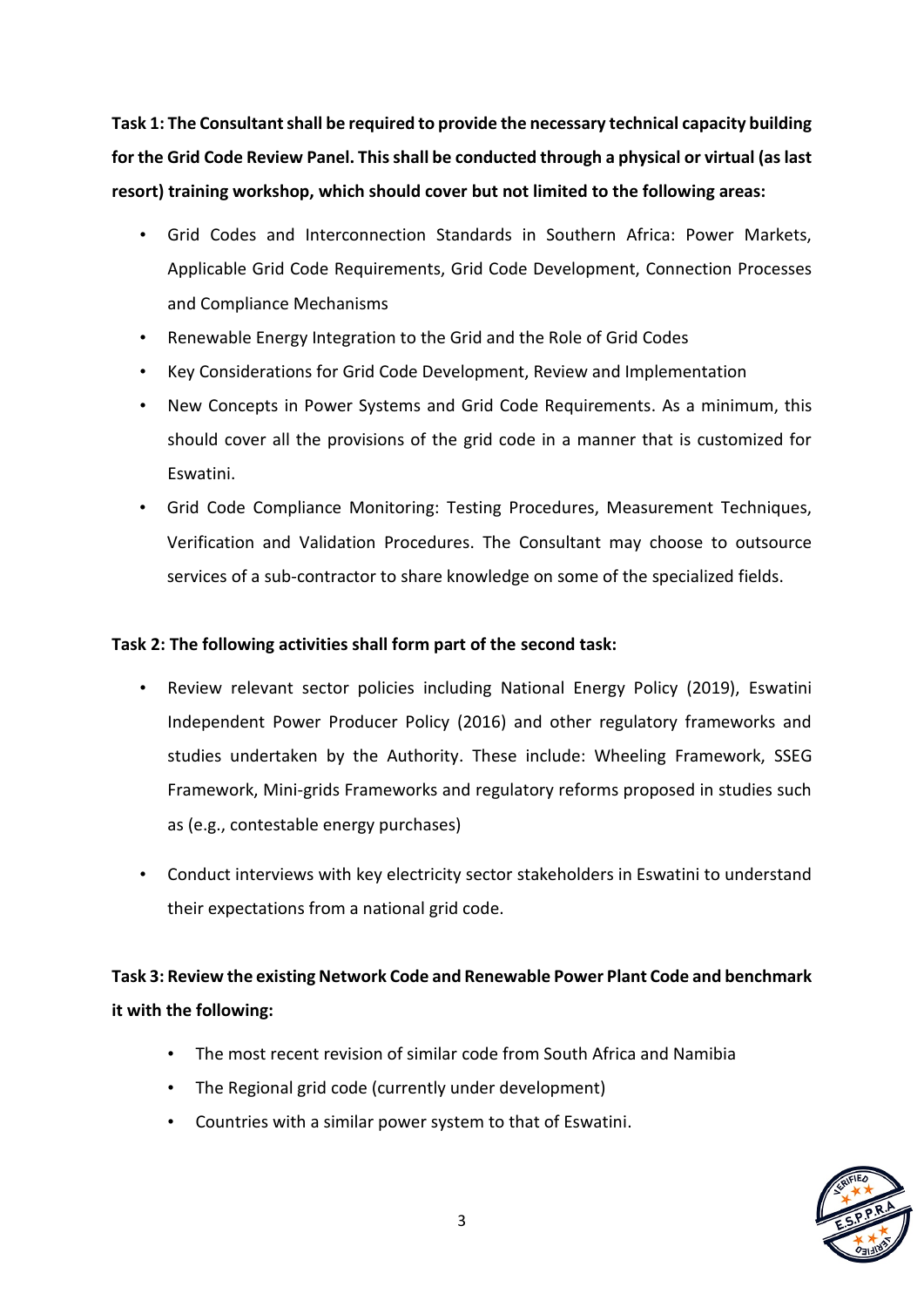**Task 1: The Consultant shall be required to provide the necessary technical capacity building for the Grid Code Review Panel. This shall be conducted through a physical or virtual (as last resort) training workshop, which should cover but not limited to the following areas:**

- Grid Codes and Interconnection Standards in Southern Africa: Power Markets, Applicable Grid Code Requirements, Grid Code Development, Connection Processes and Compliance Mechanisms
- Renewable Energy Integration to the Grid and the Role of Grid Codes
- Key Considerations for Grid Code Development, Review and Implementation
- New Concepts in Power Systems and Grid Code Requirements. As a minimum, this should cover all the provisions of the grid code in a manner that is customized for Eswatini.
- Grid Code Compliance Monitoring: Testing Procedures, Measurement Techniques, Verification and Validation Procedures. The Consultant may choose to outsource services of a sub-contractor to share knowledge on some of the specialized fields.

**Task 2: The following activities shall form part of the second task:**

- Review relevant sector policies including National Energy Policy (2019), Eswatini Independent Power Producer Policy (2016) and other regulatory frameworks and studies undertaken by the Authority. These include: Wheeling Framework, SSEG Framework, Mini-grids Frameworks and regulatory reforms proposed in studies such as (e.g., contestable energy purchases)
- Conduct interviews with key electricity sector stakeholders in Eswatini to understand their expectations from a national grid code.

**Task 3: Review the existing Network Code and Renewable Power Plant Code and benchmark it with the following:**

- The most recent revision of similar code from South Africa and Namibia
- The Regional grid code (currently under development)
- Countries with a similar power system to that of Eswatini.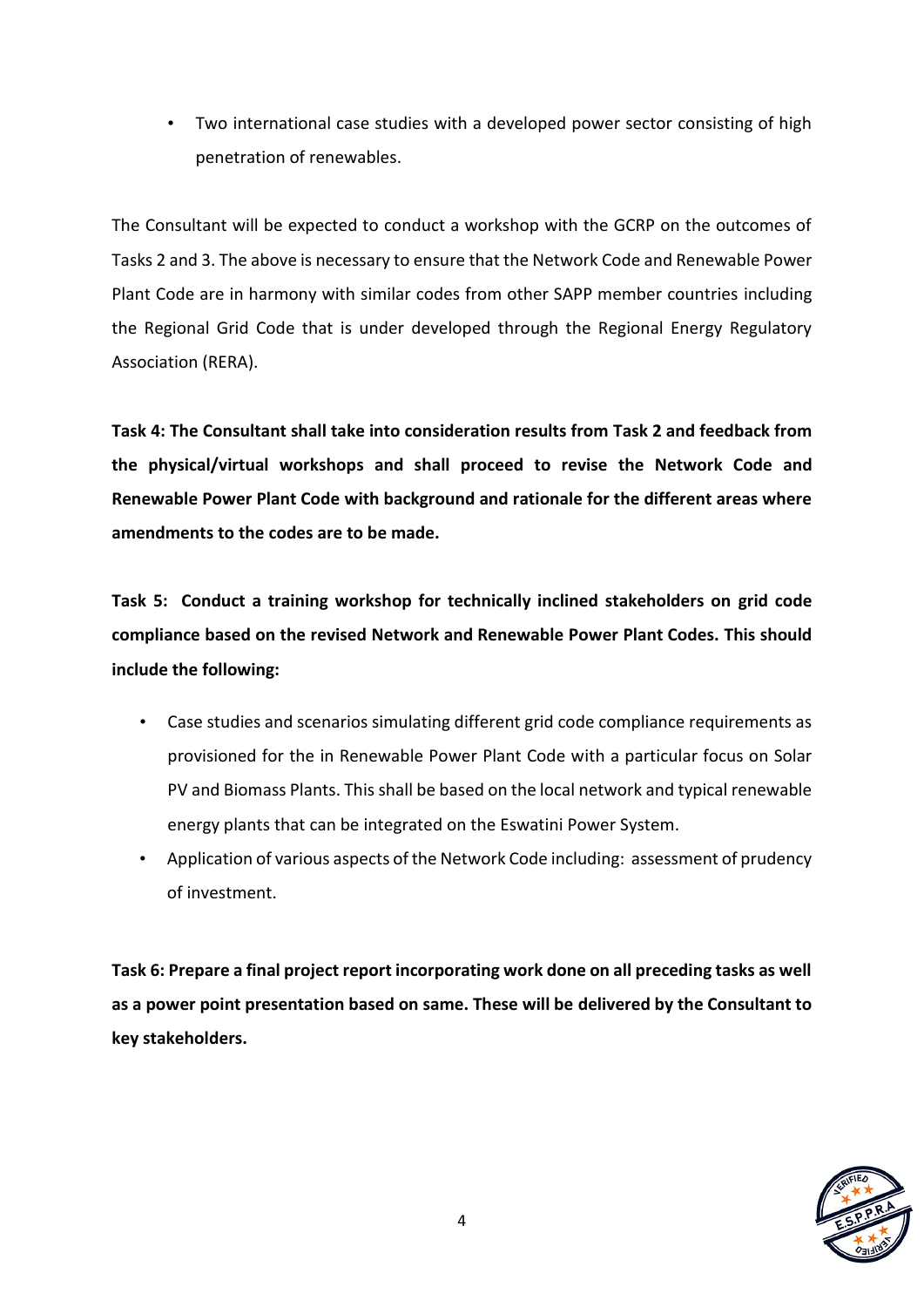- Two international case studies with a developed power sector consisting of high penetration of renewables.

The Consultant will be expected to conduct a workshop with the GCRP on the outcomes of Tasks 2 and 3. The above is necessary to ensure that the Network Code and Renewable Power Plant Code are in harmony with similar codes from other SAPP member countries including the Regional Grid Code that is under developed through the Regional Energy Regulatory Association (RERA).

**Task 4: The Consultant shall take into consideration results from Task 2 and feedback from the physical/virtual workshops and shall proceed to revise the Network Code and Renewable Power Plant Code with background and rationale for the different areas where amendments to the codes are to be made.**

**Task 5: Conduct a training workshop for technically inclined stakeholders on grid code compliance based on the revised Network and Renewable Power Plant Codes. This should include the following:**

- Case studies and scenarios simulating different grid code compliance requirements as provisioned for the in Renewable Power Plant Code with a particular focus on Solar PV and Biomass Plants. This shall be based on the local network and typical renewable energy plants that can be integrated on the Eswatini Power System.
- Application of various aspects of the Network Code including: assessment of prudency of investment.

**Task 6: Prepare a final project report incorporating work done on all preceding tasks as well as a power point presentation based on same. These will be delivered by the Consultant to key stakeholders.**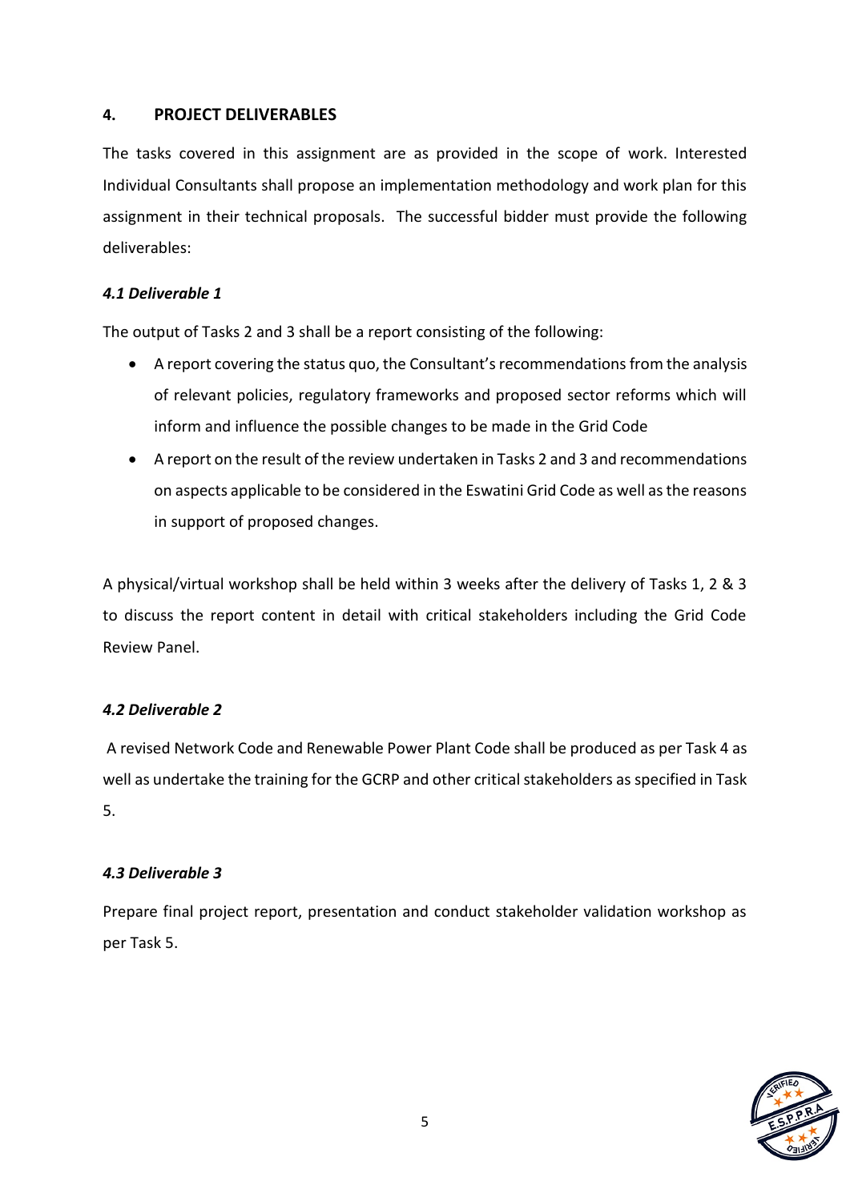## 4. PROJECT DELIVERABLES

The tasks covered in this assignment are as provided in the scope of work. Interested Individual Consultants shall propose an implementation methodology and work plan for this assignment in their technical proposals. The successful bidder must provide the following deliverables:

### *4.1 Deliverable 1*

The output of Tasks 2 and 3 shall be a report consisting of the following:

- A report covering the status quo, the Consultant's recommendations from the analysis of relevant policies, regulatory frameworks and proposed sector reforms which will inform and influence the possible changes to be made in the Grid Code
- A report on the result of the review undertaken in Tasks 2 and 3 and recommendations on aspects applicable to be considered in the Eswatini Grid Code as well as the reasons in support of proposed changes.

A physical/virtual workshop shall be held within 3 weeks after the delivery of Tasks 1, 2 & 3 to discuss the report content in detail with critical stakeholders including the Grid Code Review Panel.

### *4.2 Deliverable 2*

A revised Network Code and Renewable Power Plant Code shall be produced as per Task 4 as well as undertake the training for the GCRP and other critical stakeholders as specified in Task 5.

### *4.3 Deliverable 3*

Prepare final project report, presentation and conduct stakeholder validation workshop as per Task 5.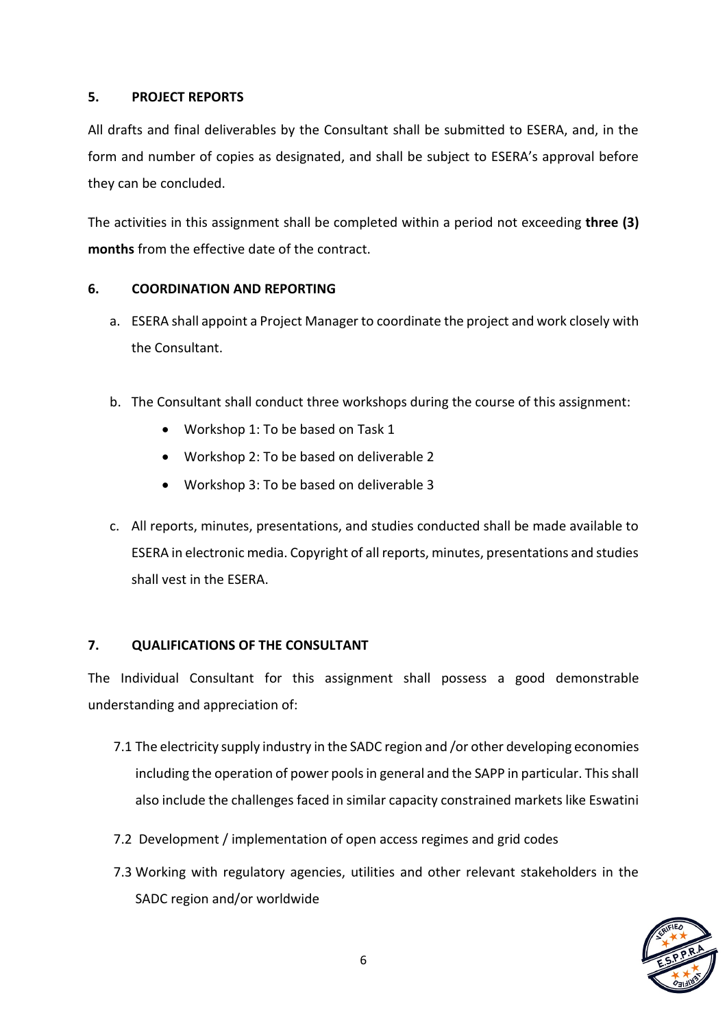## 5. PROJECT REPORTS

All drafts and final deliverables by the Consultant shall be submitted to ESERA, and, in the form and number of copies as designated, and shall be subject to ESERA's approval before they can be concluded.

The activities in this assignment shall be completed within a period not exceeding **three (3) months** from the effective date of the contract.

## 6. COORDINATION AND REPORTING

a. ESERA shall appoint a Project Manager to coordinate the project and work closely with the Consultant.

b. The Consultant shall conduct three workshops during the course of this assignment:
   - Workshop 1: To be based on Task 1
   - Workshop 2: To be based on deliverable 2
   - Workshop 3: To be based on deliverable 3

c. All reports, minutes, presentations, and studies conducted shall be made available to ESERA in electronic media. Copyright of all reports, minutes, presentations and studies shall vest in the ESERA.

## 7. QUALIFICATIONS OF THE CONSULTANT

The Individual Consultant for this assignment shall possess a good demonstrable understanding and appreciation of:

7.1 The electricity supply industry in the SADC region and /or other developing economies including the operation of power pools in general and the SAPP in particular. This shall also include the challenges faced in similar capacity constrained markets like Eswatini

7.2 Development / implementation of open access regimes and grid codes

7.3 Working with regulatory agencies, utilities and other relevant stakeholders in the SADC region and/or worldwide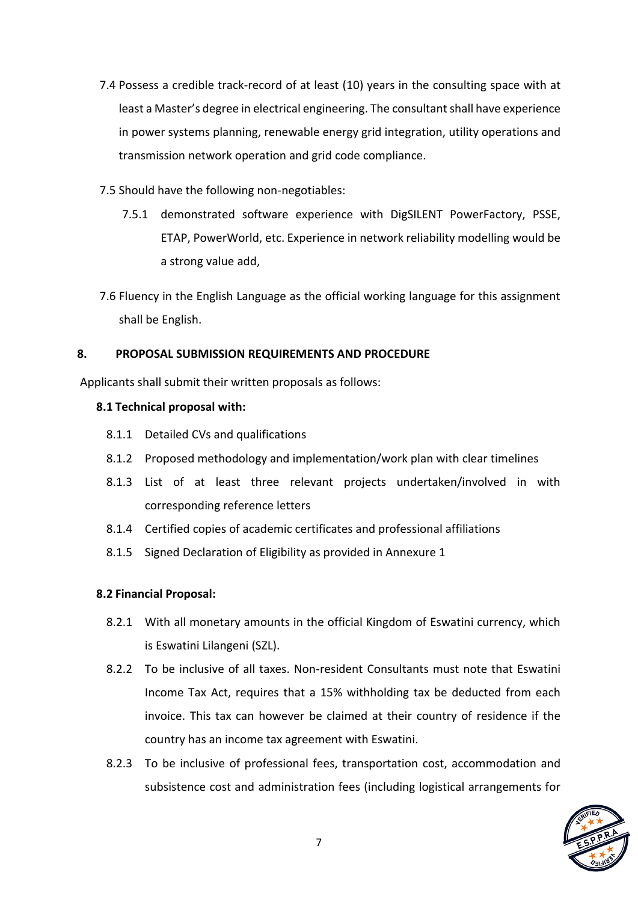7.4 Possess a credible track-record of at least (10) years in the consulting space with at least a Master's degree in electrical engineering. The consultant shall have experience in power systems planning, renewable energy grid integration, utility operations and transmission network operation and grid code compliance.

7.5 Should have the following non-negotiables:

7.5.1 demonstrated software experience with DigSILENT PowerFactory, PSSE, ETAP, PowerWorld, etc. Experience in network reliability modelling would be a strong value add,

7.6 Fluency in the English Language as the official working language for this assignment shall be English.

## 8. PROPOSAL SUBMISSION REQUIREMENTS AND PROCEDURE

Applicants shall submit their written proposals as follows:

**8.1 Technical proposal with:**

8.1.1 Detailed CVs and qualifications

8.1.2 Proposed methodology and implementation/work plan with clear timelines

8.1.3 List of at least three relevant projects undertaken/involved in with corresponding reference letters

8.1.4 Certified copies of academic certificates and professional affiliations

8.1.5 Signed Declaration of Eligibility as provided in Annexure 1

**8.2 Financial Proposal:**

8.2.1 With all monetary amounts in the official Kingdom of Eswatini currency, which is Eswatini Lilangeni (SZL).

8.2.2 To be inclusive of all taxes. Non-resident Consultants must note that Eswatini Income Tax Act, requires that a 15% withholding tax be deducted from each invoice. This tax can however be claimed at their country of residence if the country has an income tax agreement with Eswatini.

8.2.3 To be inclusive of professional fees, transportation cost, accommodation and subsistence cost and administration fees (including logistical arrangements for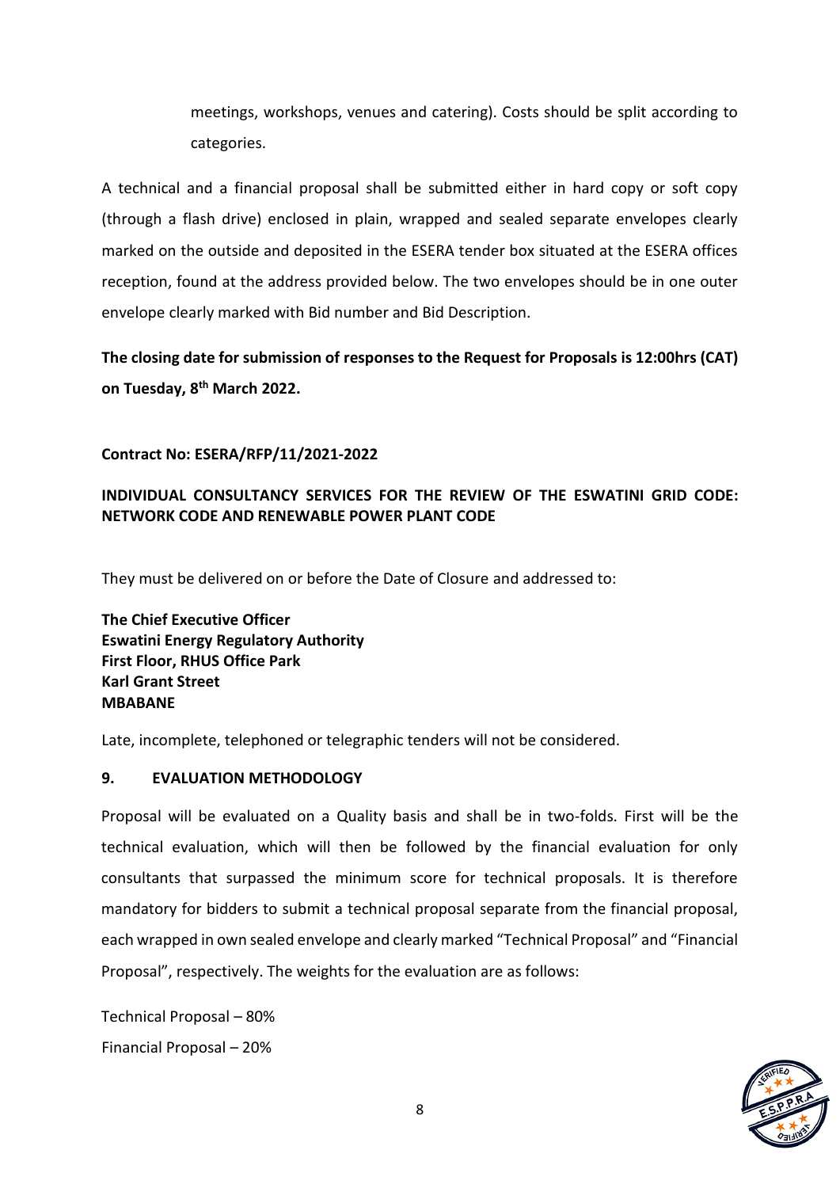meetings, workshops, venues and catering). Costs should be split according to categories.

A technical and a financial proposal shall be submitted either in hard copy or soft copy (through a flash drive) enclosed in plain, wrapped and sealed separate envelopes clearly marked on the outside and deposited in the ESERA tender box situated at the ESERA offices reception, found at the address provided below. The two envelopes should be in one outer envelope clearly marked with Bid number and Bid Description.

**The closing date for submission of responses to the Request for Proposals is 12:00hrs (CAT) on Tuesday, 8th March 2022.**

**Contract No: ESERA/RFP/11/2021-2022**

**INDIVIDUAL CONSULTANCY SERVICES FOR THE REVIEW OF THE ESWATINI GRID CODE: NETWORK CODE AND RENEWABLE POWER PLANT CODE**

They must be delivered on or before the Date of Closure and addressed to:

**The Chief Executive Officer**
**Eswatini Energy Regulatory Authority**
**First Floor, RHUS Office Park**
**Karl Grant Street**
**MBABANE**

Late, incomplete, telephoned or telegraphic tenders will not be considered.

## 9. EVALUATION METHODOLOGY

Proposal will be evaluated on a Quality basis and shall be in two-folds. First will be the technical evaluation, which will then be followed by the financial evaluation for only consultants that surpassed the minimum score for technical proposals. It is therefore mandatory for bidders to submit a technical proposal separate from the financial proposal, each wrapped in own sealed envelope and clearly marked "Technical Proposal" and "Financial Proposal", respectively. The weights for the evaluation are as follows:

Technical Proposal – 80%
Financial Proposal – 20%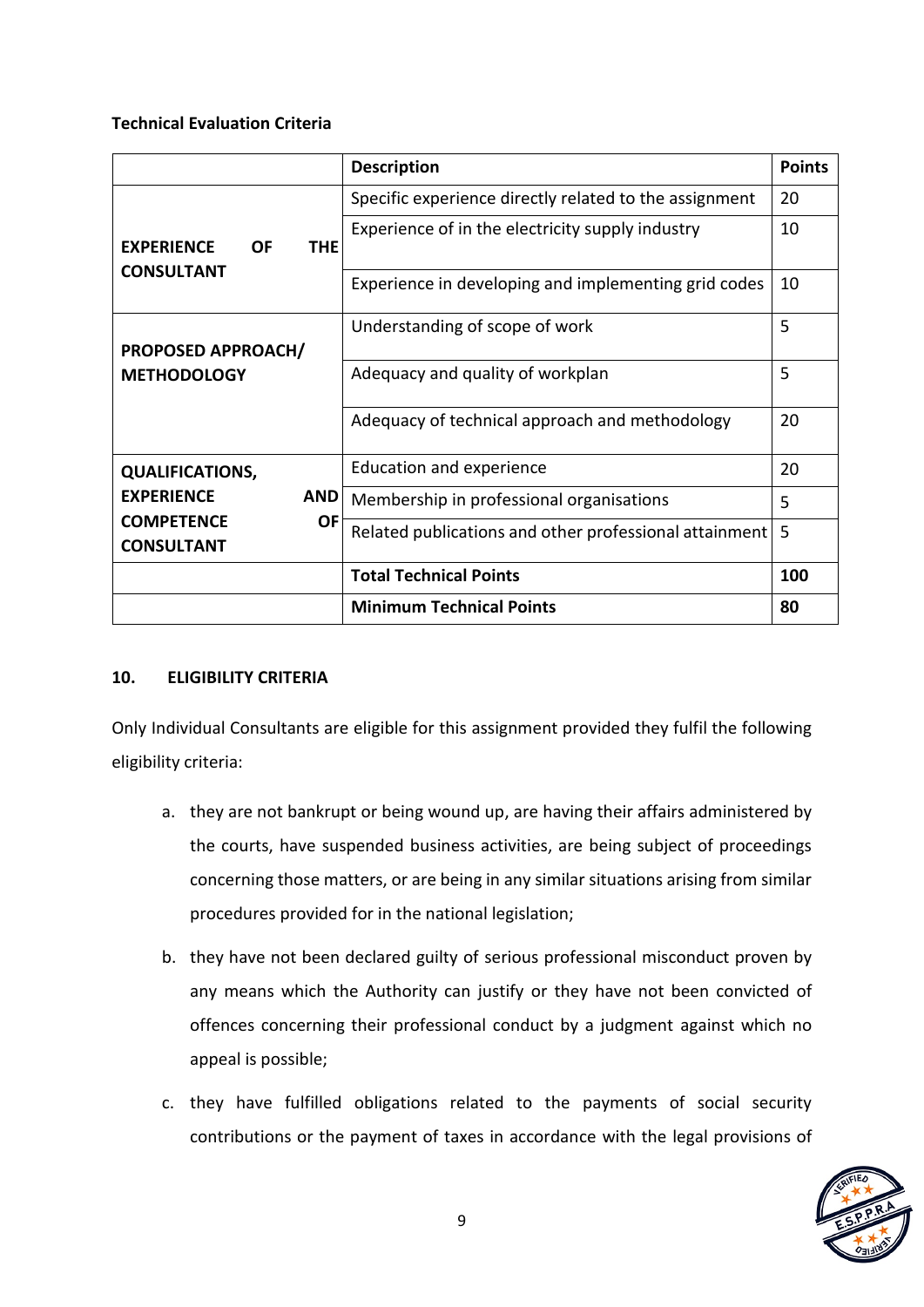**Technical Evaluation Criteria**

| | Description | Points |
|---|---|---|
| **EXPERIENCE OF THE CONSULTANT** | Specific experience directly related to the assignment | 20 |
| | Experience of in the electricity supply industry | 10 |
| | Experience in developing and implementing grid codes | 10 |
| **PROPOSED APPROACH/ METHODOLOGY** | Understanding of scope of work | 5 |
| | Adequacy and quality of workplan | 5 |
| | Adequacy of technical approach and methodology | 20 |
| **QUALIFICATIONS, EXPERIENCE AND COMPETENCE OF CONSULTANT** | Education and experience | 20 |
| | Membership in professional organisations | 5 |
| | Related publications and other professional attainment | 5 |
| | **Total Technical Points** | **100** |
| | **Minimum Technical Points** | **80** |

## 10. ELIGIBILITY CRITERIA

Only Individual Consultants are eligible for this assignment provided they fulfil the following eligibility criteria:

a. they are not bankrupt or being wound up, are having their affairs administered by the courts, have suspended business activities, are being subject of proceedings concerning those matters, or are being in any similar situations arising from similar procedures provided for in the national legislation;

b. they have not been declared guilty of serious professional misconduct proven by any means which the Authority can justify or they have not been convicted of offences concerning their professional conduct by a judgment against which no appeal is possible;

c. they have fulfilled obligations related to the payments of social security contributions or the payment of taxes in accordance with the legal provisions of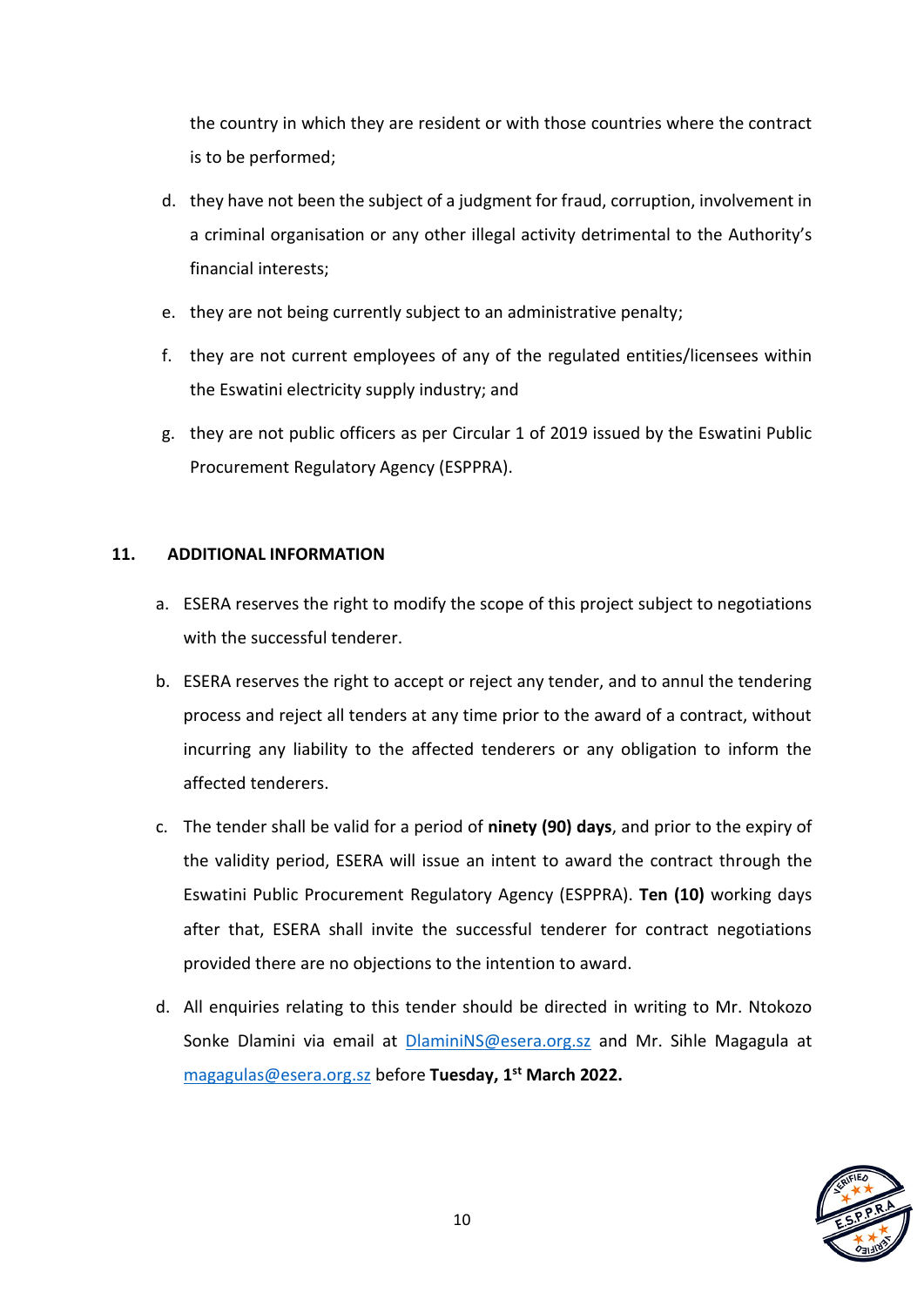the country in which they are resident or with those countries where the contract is to be performed;

d. they have not been the subject of a judgment for fraud, corruption, involvement in a criminal organisation or any other illegal activity detrimental to the Authority's financial interests;

e. they are not being currently subject to an administrative penalty;

f. they are not current employees of any of the regulated entities/licensees within the Eswatini electricity supply industry; and

g. they are not public officers as per Circular 1 of 2019 issued by the Eswatini Public Procurement Regulatory Agency (ESPPRA).

## 11. ADDITIONAL INFORMATION

a. ESERA reserves the right to modify the scope of this project subject to negotiations with the successful tenderer.

b. ESERA reserves the right to accept or reject any tender, and to annul the tendering process and reject all tenders at any time prior to the award of a contract, without incurring any liability to the affected tenderers or any obligation to inform the affected tenderers.

c. The tender shall be valid for a period of **ninety (90) days**, and prior to the expiry of the validity period, ESERA will issue an intent to award the contract through the Eswatini Public Procurement Regulatory Agency (ESPPRA). **Ten (10)** working days after that, ESERA shall invite the successful tenderer for contract negotiations provided there are no objections to the intention to award.

d. All enquiries relating to this tender should be directed in writing to Mr. Ntokozo Sonke Dlamini via email at DlaminiNS@esera.org.sz and Mr. Sihle Magagula at magagulas@esera.org.sz before **Tuesday, 1st March 2022.**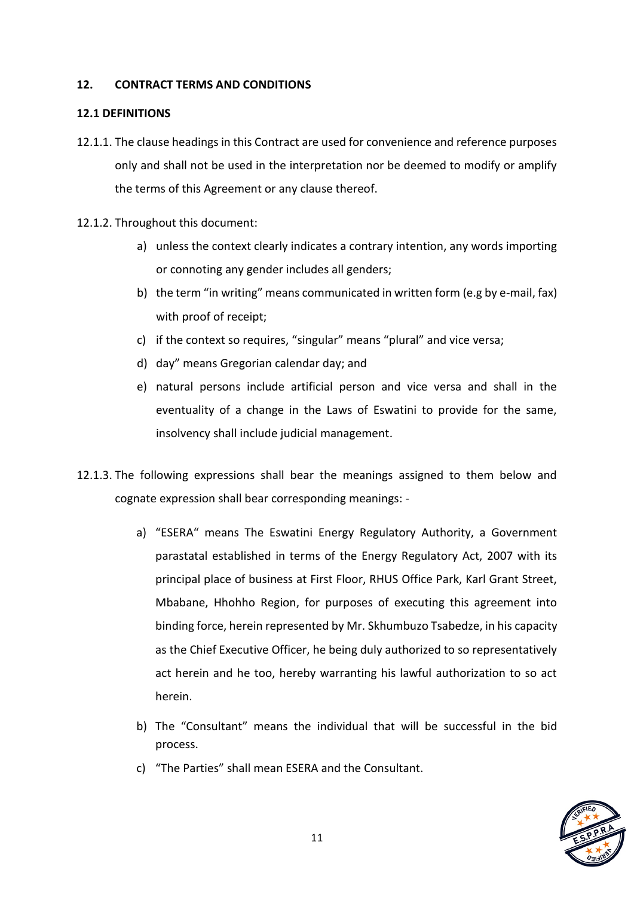## 12. CONTRACT TERMS AND CONDITIONS

### 12.1 DEFINITIONS

12.1.1. The clause headings in this Contract are used for convenience and reference purposes only and shall not be used in the interpretation nor be deemed to modify or amplify the terms of this Agreement or any clause thereof.

12.1.2. Throughout this document:

a) unless the context clearly indicates a contrary intention, any words importing or connoting any gender includes all genders;
b) the term "in writing" means communicated in written form (e.g by e-mail, fax) with proof of receipt;
c) if the context so requires, "singular" means "plural" and vice versa;
d) day" means Gregorian calendar day; and
e) natural persons include artificial person and vice versa and shall in the eventuality of a change in the Laws of Eswatini to provide for the same, insolvency shall include judicial management.

12.1.3. The following expressions shall bear the meanings assigned to them below and cognate expression shall bear corresponding meanings: -

a) "ESERA" means The Eswatini Energy Regulatory Authority, a Government parastatal established in terms of the Energy Regulatory Act, 2007 with its principal place of business at First Floor, RHUS Office Park, Karl Grant Street, Mbabane, Hhohho Region, for purposes of executing this agreement into binding force, herein represented by Mr. Skhumbuzo Tsabedze, in his capacity as the Chief Executive Officer, he being duly authorized to so representatively act herein and he too, hereby warranting his lawful authorization to so act herein.
b) The "Consultant" means the individual that will be successful in the bid process.
c) "The Parties" shall mean ESERA and the Consultant.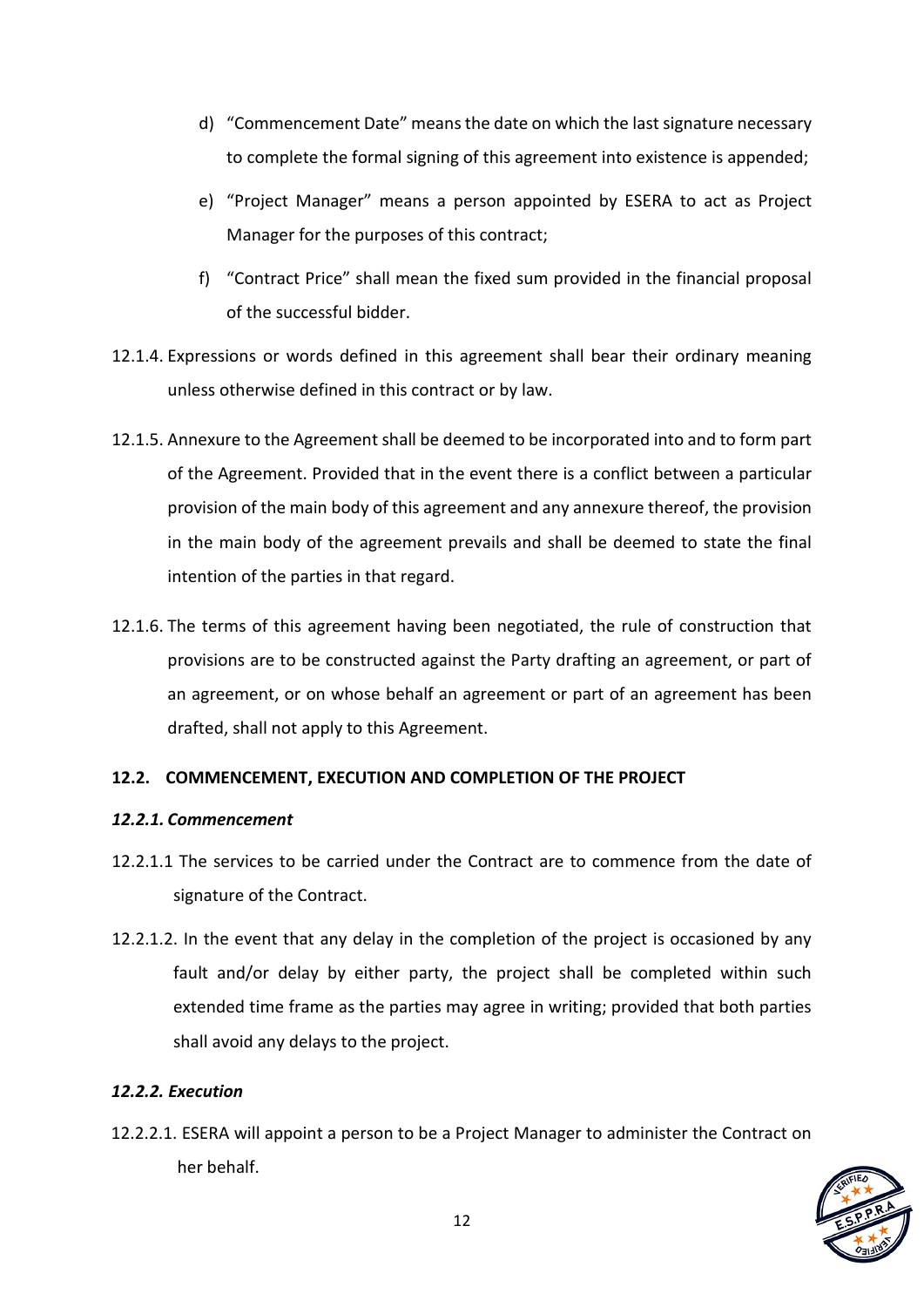d) "Commencement Date" means the date on which the last signature necessary to complete the formal signing of this agreement into existence is appended;

e) "Project Manager" means a person appointed by ESERA to act as Project Manager for the purposes of this contract;

f) "Contract Price" shall mean the fixed sum provided in the financial proposal of the successful bidder.

12.1.4. Expressions or words defined in this agreement shall bear their ordinary meaning unless otherwise defined in this contract or by law.

12.1.5. Annexure to the Agreement shall be deemed to be incorporated into and to form part of the Agreement. Provided that in the event there is a conflict between a particular provision of the main body of this agreement and any annexure thereof, the provision in the main body of the agreement prevails and shall be deemed to state the final intention of the parties in that regard.

12.1.6. The terms of this agreement having been negotiated, the rule of construction that provisions are to be constructed against the Party drafting an agreement, or part of an agreement, or on whose behalf an agreement or part of an agreement has been drafted, shall not apply to this Agreement.

**12.2. COMMENCEMENT, EXECUTION AND COMPLETION OF THE PROJECT**

***12.2.1. Commencement***

12.2.1.1 The services to be carried under the Contract are to commence from the date of signature of the Contract.

12.2.1.2. In the event that any delay in the completion of the project is occasioned by any fault and/or delay by either party, the project shall be completed within such extended time frame as the parties may agree in writing; provided that both parties shall avoid any delays to the project.

***12.2.2. Execution***

12.2.2.1. ESERA will appoint a person to be a Project Manager to administer the Contract on her behalf.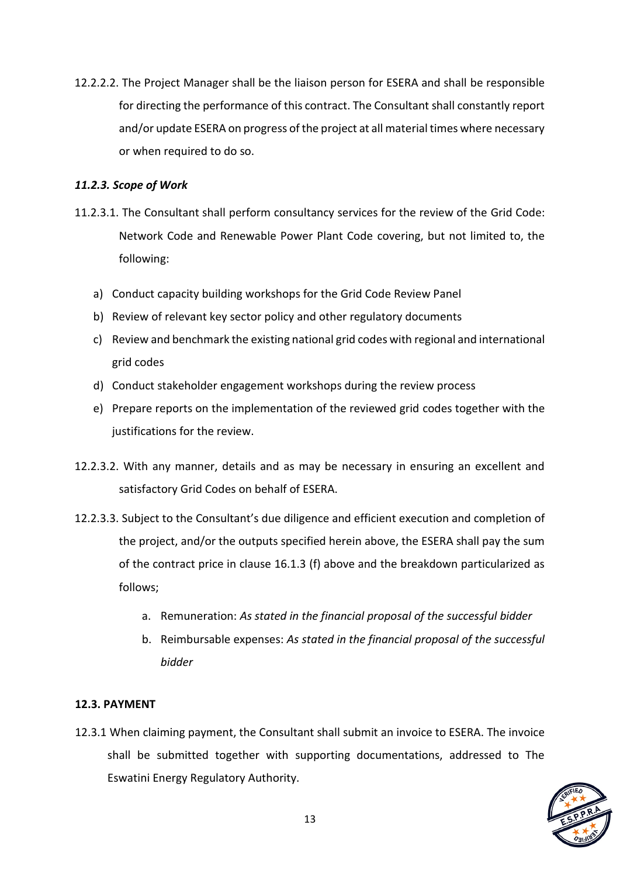12.2.2.2. The Project Manager shall be the liaison person for ESERA and shall be responsible for directing the performance of this contract. The Consultant shall constantly report and/or update ESERA on progress of the project at all material times where necessary or when required to do so.

***11.2.3. Scope of Work***

11.2.3.1. The Consultant shall perform consultancy services for the review of the Grid Code: Network Code and Renewable Power Plant Code covering, but not limited to, the following:

a) Conduct capacity building workshops for the Grid Code Review Panel
b) Review of relevant key sector policy and other regulatory documents
c) Review and benchmark the existing national grid codes with regional and international grid codes
d) Conduct stakeholder engagement workshops during the review process
e) Prepare reports on the implementation of the reviewed grid codes together with the justifications for the review.

12.2.3.2. With any manner, details and as may be necessary in ensuring an excellent and satisfactory Grid Codes on behalf of ESERA.

12.2.3.3. Subject to the Consultant's due diligence and efficient execution and completion of the project, and/or the outputs specified herein above, the ESERA shall pay the sum of the contract price in clause 16.1.3 (f) above and the breakdown particularized as follows;

a. Remuneration: *As stated in the financial proposal of the successful bidder*
b. Reimbursable expenses: *As stated in the financial proposal of the successful bidder*

**12.3. PAYMENT**

12.3.1 When claiming payment, the Consultant shall submit an invoice to ESERA. The invoice shall be submitted together with supporting documentations, addressed to The Eswatini Energy Regulatory Authority.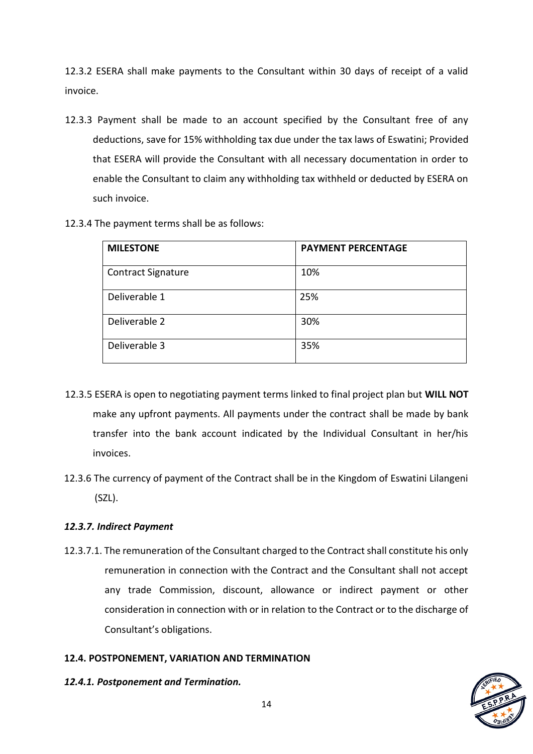12.3.2 ESERA shall make payments to the Consultant within 30 days of receipt of a valid invoice.

12.3.3 Payment shall be made to an account specified by the Consultant free of any deductions, save for 15% withholding tax due under the tax laws of Eswatini; Provided that ESERA will provide the Consultant with all necessary documentation in order to enable the Consultant to claim any withholding tax withheld or deducted by ESERA on such invoice.

12.3.4 The payment terms shall be as follows:

| MILESTONE | PAYMENT PERCENTAGE |
| --- | --- |
| Contract Signature | 10% |
| Deliverable 1 | 25% |
| Deliverable 2 | 30% |
| Deliverable 3 | 35% |

12.3.5 ESERA is open to negotiating payment terms linked to final project plan but **WILL NOT** make any upfront payments. All payments under the contract shall be made by bank transfer into the bank account indicated by the Individual Consultant in her/his invoices.

12.3.6 The currency of payment of the Contract shall be in the Kingdom of Eswatini Lilangeni (SZL).

***12.3.7. Indirect Payment***

12.3.7.1. The remuneration of the Consultant charged to the Contract shall constitute his only remuneration in connection with the Contract and the Consultant shall not accept any trade Commission, discount, allowance or indirect payment or other consideration in connection with or in relation to the Contract or to the discharge of Consultant's obligations.

**12.4. POSTPONEMENT, VARIATION AND TERMINATION**

***12.4.1. Postponement and Termination.***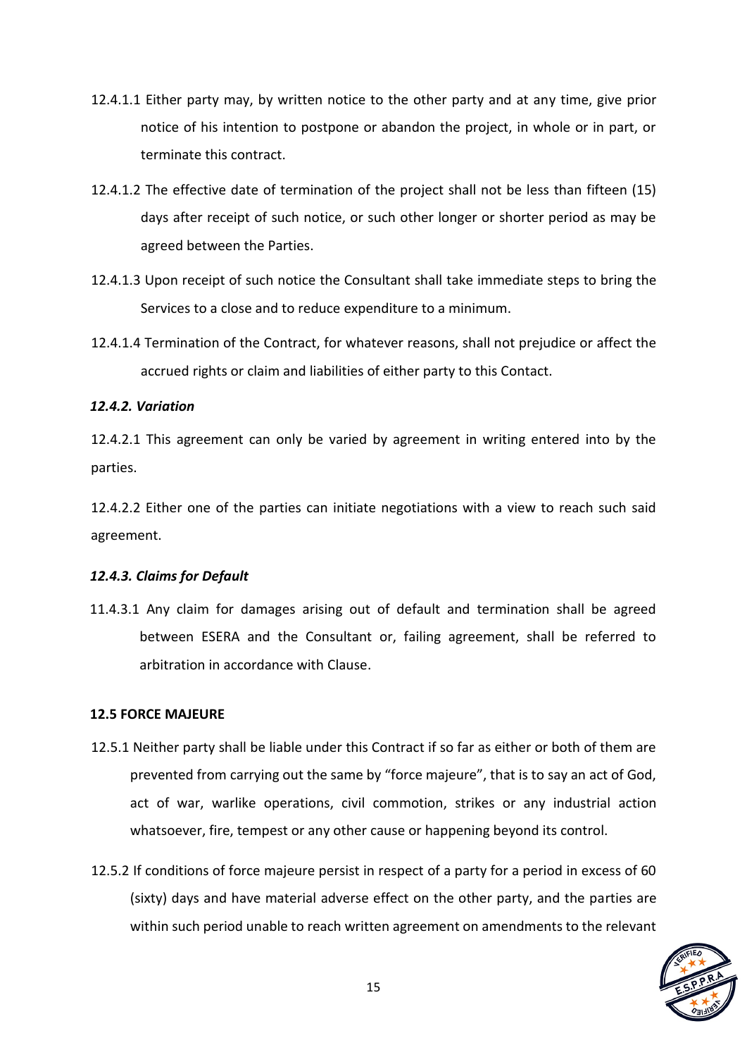12.4.1.1 Either party may, by written notice to the other party and at any time, give prior notice of his intention to postpone or abandon the project, in whole or in part, or terminate this contract.

12.4.1.2 The effective date of termination of the project shall not be less than fifteen (15) days after receipt of such notice, or such other longer or shorter period as may be agreed between the Parties.

12.4.1.3 Upon receipt of such notice the Consultant shall take immediate steps to bring the Services to a close and to reduce expenditure to a minimum.

12.4.1.4 Termination of the Contract, for whatever reasons, shall not prejudice or affect the accrued rights or claim and liabilities of either party to this Contact.

***12.4.2. Variation***

12.4.2.1 This agreement can only be varied by agreement in writing entered into by the parties.

12.4.2.2 Either one of the parties can initiate negotiations with a view to reach such said agreement.

***12.4.3. Claims for Default***

11.4.3.1 Any claim for damages arising out of default and termination shall be agreed between ESERA and the Consultant or, failing agreement, shall be referred to arbitration in accordance with Clause.

**12.5 FORCE MAJEURE**

12.5.1 Neither party shall be liable under this Contract if so far as either or both of them are prevented from carrying out the same by "force majeure", that is to say an act of God, act of war, warlike operations, civil commotion, strikes or any industrial action whatsoever, fire, tempest or any other cause or happening beyond its control.

12.5.2 If conditions of force majeure persist in respect of a party for a period in excess of 60 (sixty) days and have material adverse effect on the other party, and the parties are within such period unable to reach written agreement on amendments to the relevant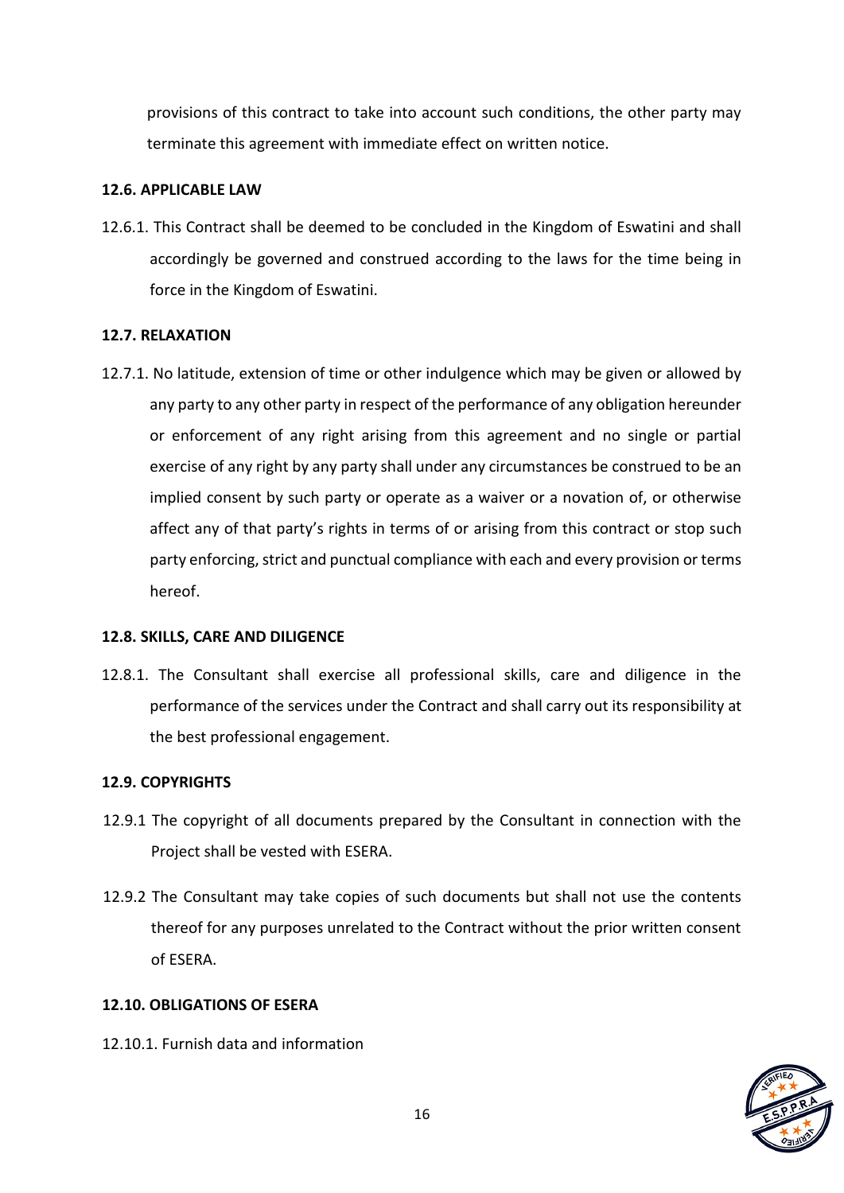provisions of this contract to take into account such conditions, the other party may terminate this agreement with immediate effect on written notice.

**12.6. APPLICABLE LAW**

12.6.1. This Contract shall be deemed to be concluded in the Kingdom of Eswatini and shall accordingly be governed and construed according to the laws for the time being in force in the Kingdom of Eswatini.

**12.7. RELAXATION**

12.7.1. No latitude, extension of time or other indulgence which may be given or allowed by any party to any other party in respect of the performance of any obligation hereunder or enforcement of any right arising from this agreement and no single or partial exercise of any right by any party shall under any circumstances be construed to be an implied consent by such party or operate as a waiver or a novation of, or otherwise affect any of that party's rights in terms of or arising from this contract or stop such party enforcing, strict and punctual compliance with each and every provision or terms hereof.

**12.8. SKILLS, CARE AND DILIGENCE**

12.8.1. The Consultant shall exercise all professional skills, care and diligence in the performance of the services under the Contract and shall carry out its responsibility at the best professional engagement.

**12.9. COPYRIGHTS**

12.9.1 The copyright of all documents prepared by the Consultant in connection with the Project shall be vested with ESERA.

12.9.2 The Consultant may take copies of such documents but shall not use the contents thereof for any purposes unrelated to the Contract without the prior written consent of ESERA.

**12.10. OBLIGATIONS OF ESERA**

12.10.1. Furnish data and information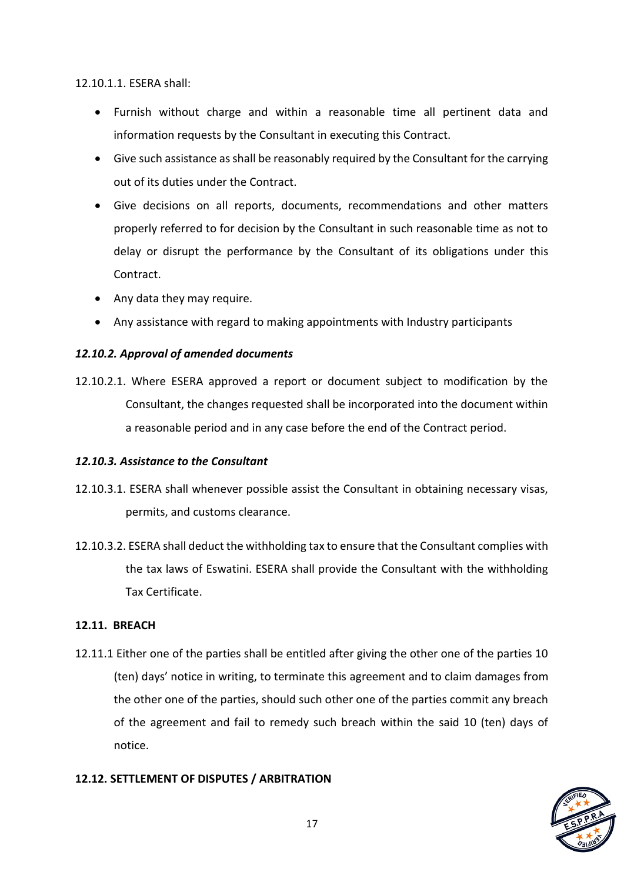12.10.1.1. ESERA shall:

- Furnish without charge and within a reasonable time all pertinent data and information requests by the Consultant in executing this Contract.
- Give such assistance as shall be reasonably required by the Consultant for the carrying out of its duties under the Contract.
- Give decisions on all reports, documents, recommendations and other matters properly referred to for decision by the Consultant in such reasonable time as not to delay or disrupt the performance by the Consultant of its obligations under this Contract.
- Any data they may require.
- Any assistance with regard to making appointments with Industry participants

***12.10.2. Approval of amended documents***

12.10.2.1. Where ESERA approved a report or document subject to modification by the Consultant, the changes requested shall be incorporated into the document within a reasonable period and in any case before the end of the Contract period.

***12.10.3. Assistance to the Consultant***

12.10.3.1. ESERA shall whenever possible assist the Consultant in obtaining necessary visas, permits, and customs clearance.

12.10.3.2. ESERA shall deduct the withholding tax to ensure that the Consultant complies with the tax laws of Eswatini. ESERA shall provide the Consultant with the withholding Tax Certificate.

**12.11. BREACH**

12.11.1 Either one of the parties shall be entitled after giving the other one of the parties 10 (ten) days' notice in writing, to terminate this agreement and to claim damages from the other one of the parties, should such other one of the parties commit any breach of the agreement and fail to remedy such breach within the said 10 (ten) days of notice.

**12.12. SETTLEMENT OF DISPUTES / ARBITRATION**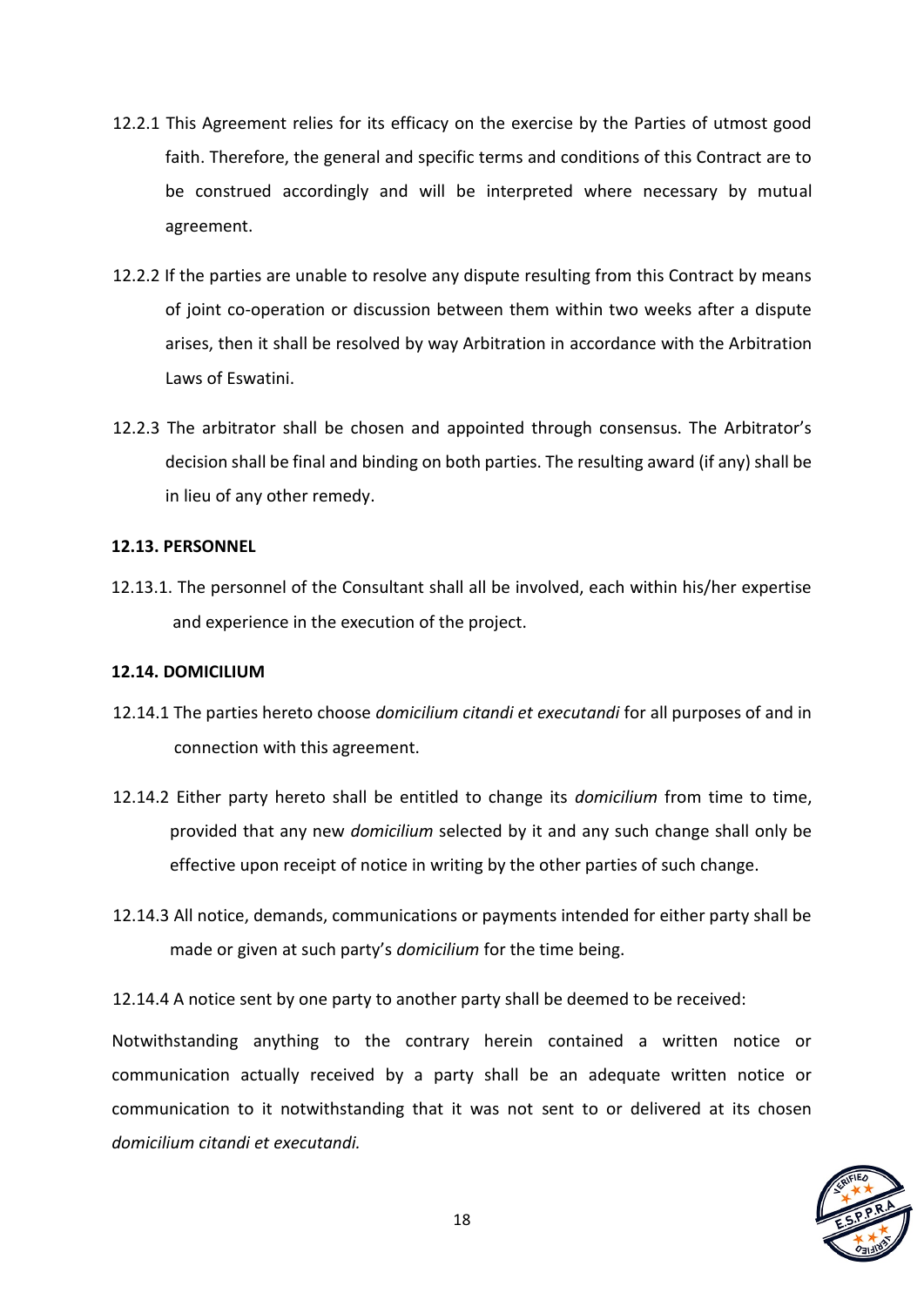12.2.1 This Agreement relies for its efficacy on the exercise by the Parties of utmost good faith. Therefore, the general and specific terms and conditions of this Contract are to be construed accordingly and will be interpreted where necessary by mutual agreement.

12.2.2 If the parties are unable to resolve any dispute resulting from this Contract by means of joint co-operation or discussion between them within two weeks after a dispute arises, then it shall be resolved by way Arbitration in accordance with the Arbitration Laws of Eswatini.

12.2.3 The arbitrator shall be chosen and appointed through consensus. The Arbitrator's decision shall be final and binding on both parties. The resulting award (if any) shall be in lieu of any other remedy.

**12.13. PERSONNEL**

12.13.1. The personnel of the Consultant shall all be involved, each within his/her expertise and experience in the execution of the project.

**12.14. DOMICILIUM**

12.14.1 The parties hereto choose *domicilium citandi et executandi* for all purposes of and in connection with this agreement.

12.14.2 Either party hereto shall be entitled to change its *domicilium* from time to time, provided that any new *domicilium* selected by it and any such change shall only be effective upon receipt of notice in writing by the other parties of such change.

12.14.3 All notice, demands, communications or payments intended for either party shall be made or given at such party's *domicilium* for the time being.

12.14.4 A notice sent by one party to another party shall be deemed to be received:

Notwithstanding anything to the contrary herein contained a written notice or communication actually received by a party shall be an adequate written notice or communication to it notwithstanding that it was not sent to or delivered at its chosen *domicilium citandi et executandi.*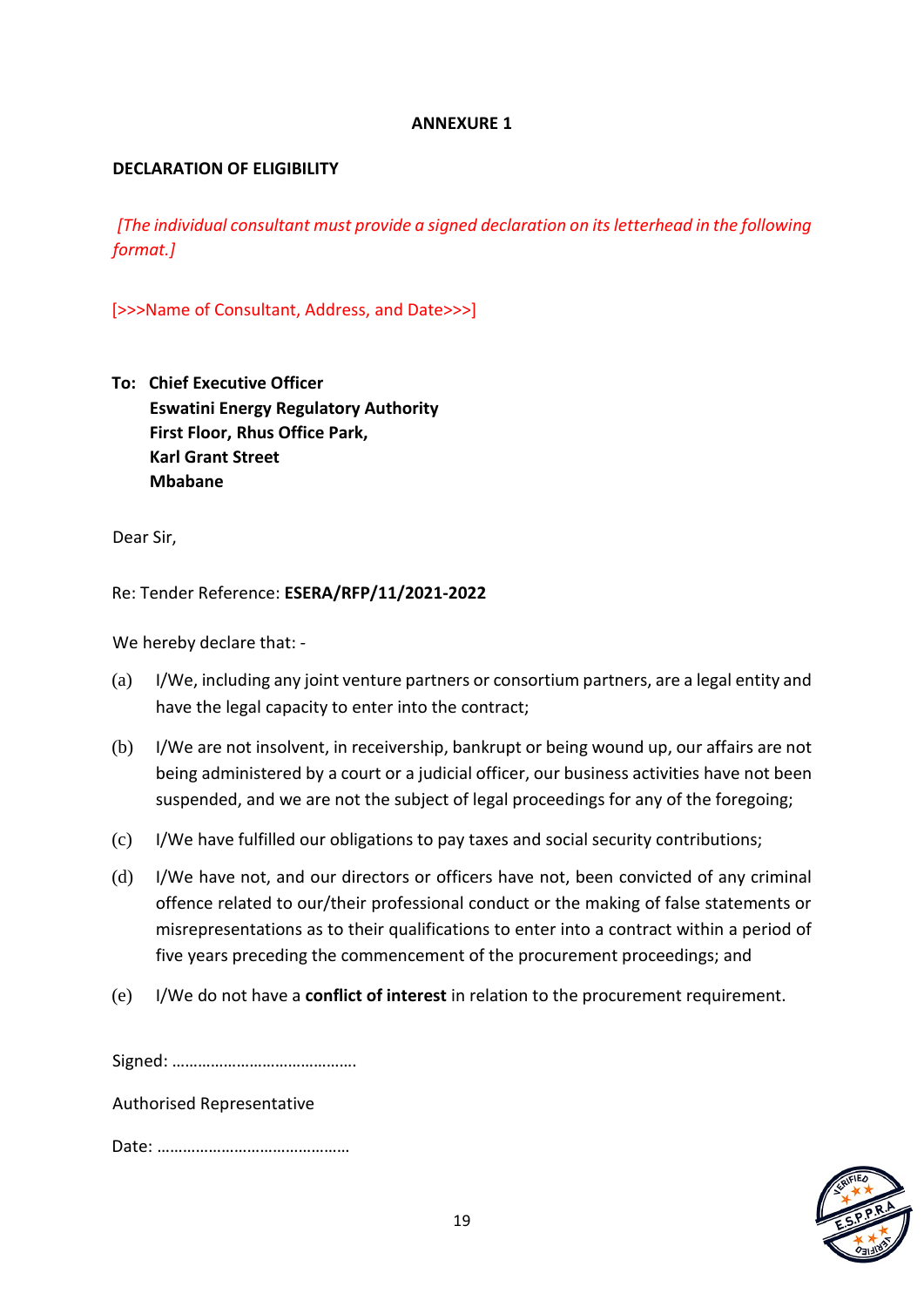## ANNEXURE 1

**DECLARATION OF ELIGIBILITY**

*[The individual consultant must provide a signed declaration on its letterhead in the following format.]*

[>>>Name of Consultant, Address, and Date>>>]

**To: Chief Executive Officer**
**Eswatini Energy Regulatory Authority**
**First Floor, Rhus Office Park,**
**Karl Grant Street**
**Mbabane**

Dear Sir,

Re: Tender Reference: **ESERA/RFP/11/2021-2022**

We hereby declare that: -

(a) I/We, including any joint venture partners or consortium partners, are a legal entity and have the legal capacity to enter into the contract;

(b) I/We are not insolvent, in receivership, bankrupt or being wound up, our affairs are not being administered by a court or a judicial officer, our business activities have not been suspended, and we are not the subject of legal proceedings for any of the foregoing;

(c) I/We have fulfilled our obligations to pay taxes and social security contributions;

(d) I/We have not, and our directors or officers have not, been convicted of any criminal offence related to our/their professional conduct or the making of false statements or misrepresentations as to their qualifications to enter into a contract within a period of five years preceding the commencement of the procurement proceedings; and

(e) I/We do not have a **conflict of interest** in relation to the procurement requirement.

Signed: …………………………………….

Authorised Representative

Date: ………………………………………